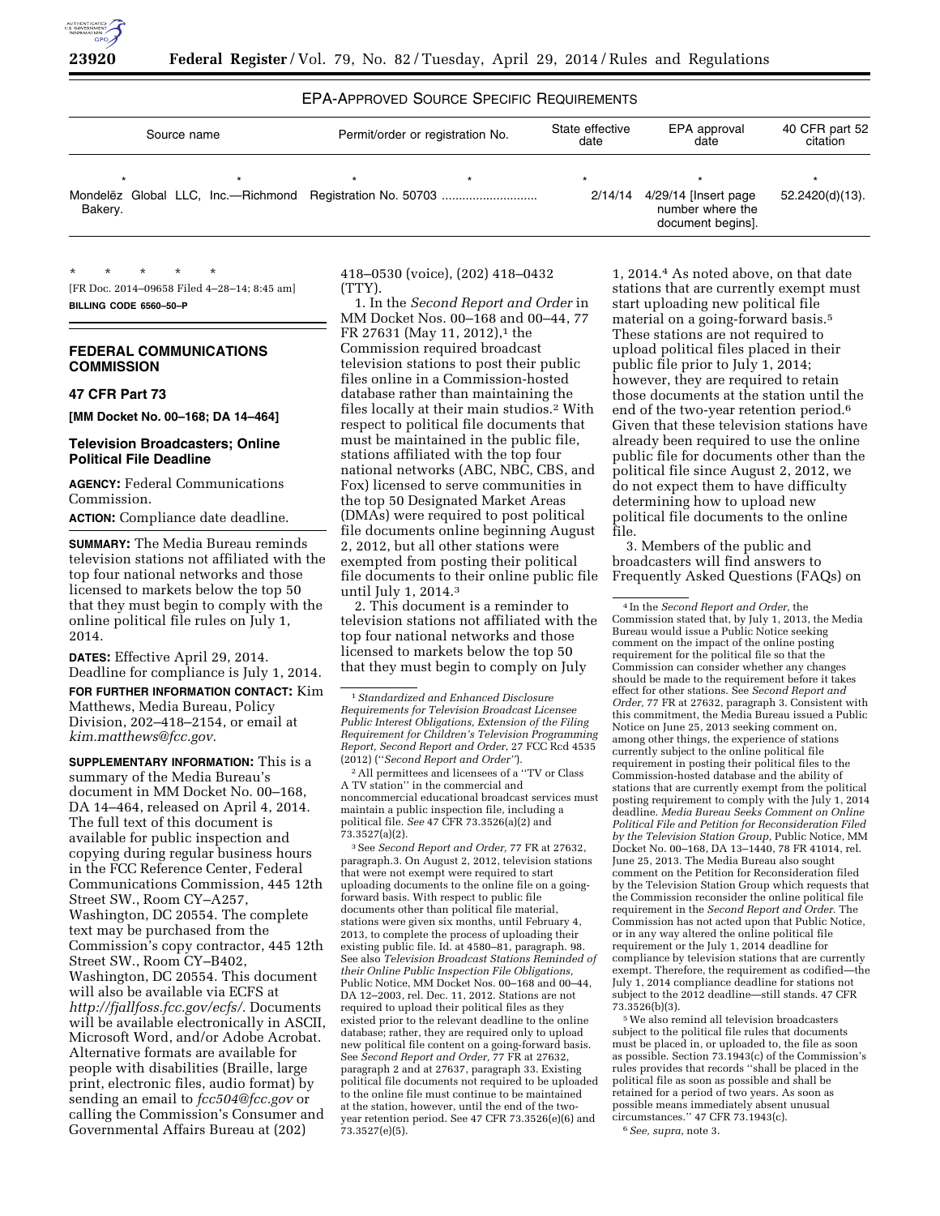EPA-APPROVED SOURCE SPECIFIC REQUIREMENTS

| Source name | Permit/order or registration No. | State effective date | EPA approval date | 40 CFR part 52 citation |
|---|---|---|---|---|
| * * | * * | * | * | * |
| Mondelēz Global LLC, Inc.—Richmond Bakery. | Registration No. 50703 | 2/14/14 | 4/29/14 [Insert page number where the document begins]. | 52.2420(d)(13). |

\* \* \* \* \*

[FR Doc. 2014–09658 Filed 4–28–14; 8:45 am]

**BILLING CODE 6560–50–P**

## FEDERAL COMMUNICATIONS COMMISSION

### 47 CFR Part 73

**[MM Docket No. 00–168; DA 14–464]**

### Television Broadcasters; Online Political File Deadline

**AGENCY:** Federal Communications Commission.

**ACTION:** Compliance date deadline.

**SUMMARY:** The Media Bureau reminds television stations not affiliated with the top four national networks and those licensed to markets below the top 50 that they must begin to comply with the online political file rules on July 1, 2014.

**DATES:** Effective April 29, 2014. Deadline for compliance is July 1, 2014.

**FOR FURTHER INFORMATION CONTACT:** Kim Matthews, Media Bureau, Policy Division, 202–418–2154, or email at *kim.matthews@fcc.gov*.

**SUPPLEMENTARY INFORMATION:** This is a summary of the Media Bureau's document in MM Docket No. 00–168, DA 14–464, released on April 4, 2014. The full text of this document is available for public inspection and copying during regular business hours in the FCC Reference Center, Federal Communications Commission, 445 12th Street SW., Room CY–A257, Washington, DC 20554. The complete text may be purchased from the Commission's copy contractor, 445 12th Street SW., Room CY–B402, Washington, DC 20554. This document will also be available via ECFS at *http://fjallfoss.fcc.gov/ecfs/*. Documents will be available electronically in ASCII, Microsoft Word, and/or Adobe Acrobat. Alternative formats are available for people with disabilities (Braille, large print, electronic files, audio format) by sending an email to *fcc504@fcc.gov* or calling the Commission's Consumer and Governmental Affairs Bureau at (202) 418–0530 (voice), (202) 418–0432 (TTY).

1. In the *Second Report and Order* in MM Docket Nos. 00–168 and 00–44, 77 FR 27631 (May 11, 2012),[1] the Commission required broadcast television stations to post their public files online in a Commission-hosted database rather than maintaining the files locally at their main studios.[2] With respect to political file documents that must be maintained in the public file, stations affiliated with the top four national networks (ABC, NBC, CBS, and Fox) licensed to serve communities in the top 50 Designated Market Areas (DMAs) were required to post political file documents online beginning August 2, 2012, but all other stations were exempted from posting their political file documents to their online public file until July 1, 2014.[3]

2. This document is a reminder to television stations not affiliated with the top four national networks and those licensed to markets below the top 50 that they must begin to comply on July 1, 2014.[4] As noted above, on that date stations that are currently exempt must start uploading new political file material on a going-forward basis.[5] These stations are not required to upload political files placed in their public file prior to July 1, 2014; however, they are required to retain those documents at the station until the end of the two-year retention period.[6] Given that these television stations have already been required to use the online public file for documents other than the political file since August 2, 2012, we do not expect them to have difficulty determining how to upload new political file documents to the online file.

3. Members of the public and broadcasters will find answers to Frequently Asked Questions (FAQs) on

[1] *Standardized and Enhanced Disclosure Requirements for Television Broadcast Licensee Public Interest Obligations, Extension of the Filing Requirement for Children's Television Programming Report, Second Report and Order*, 27 FCC Rcd 4535 (2012) ("*Second Report and Order*").

[2] All permittees and licensees of a "TV or Class A TV station" in the commercial and noncommercial educational broadcast services must maintain a public inspection file, including a political file. *See* 47 CFR 73.3526(a)(2) and 73.3527(a)(2).

[3] See *Second Report and Order,* 77 FR at 27632, paragraph.3. On August 2, 2012, television stations that were not exempt were required to start uploading documents to the online file on a going-forward basis. With respect to public file documents other than political file material, stations were given six months, until February 4, 2013, to complete the process of uploading their existing public file. Id. at 4580–81, paragraph. 98. See also *Television Broadcast Stations Reminded of their Online Public Inspection File Obligations,* Public Notice, MM Docket Nos. 00–168 and 00–44, DA 12–2003, rel. Dec. 11, 2012. Stations are not required to upload their political files as they existed prior to the relevant deadline to the online database; rather, they are required only to upload new political file content on a going-forward basis. See *Second Report and Order,* 77 FR at 27632, paragraph 2 and at 27637, paragraph 33. Existing political file documents not required to be uploaded to the online file must continue to be maintained at the station, however, until the end of the two-year retention period. See 47 CFR 73.3526(e)(6) and 73.3527(e)(5).

[4] In the *Second Report and Order,* the Commission stated that, by July 1, 2013, the Media Bureau would issue a Public Notice seeking comment on the impact of the online posting requirement for the political file so that the Commission can consider whether any changes should be made to the requirement before it takes effect for other stations. See *Second Report and Order,* 77 FR at 27632, paragraph 3. Consistent with this commitment, the Media Bureau issued a Public Notice on June 25, 2013 seeking comment on, among other things, the experience of stations currently subject to the online political file requirement in posting their political files to the Commission-hosted database and the ability of stations that are currently exempt from the political posting requirement to comply with the July 1, 2014 deadline. *Media Bureau Seeks Comment on Online Political File and Petition for Reconsideration Filed by the Television Station Group,* Public Notice, MM Docket No. 00–168, DA 13–1440, 78 FR 41014, rel. June 25, 2013. The Media Bureau also sought comment on the Petition for Reconsideration filed by the Television Station Group which requests that the Commission reconsider the online political file requirement in the *Second Report and Order.* The Commission has not acted upon that Public Notice, or in any way altered the online political file requirement or the July 1, 2014 deadline for compliance by television stations that are currently exempt. Therefore, the requirement as codified—the July 1, 2014 compliance deadline for stations not subject to the 2012 deadline—still stands. 47 CFR 73.3526(b)(3).

[5] We also remind all television broadcasters subject to the political file rules that documents must be placed in, or uploaded to, the file as soon as possible. Section 73.1943(c) of the Commission's rules provides that records "shall be placed in the political file as soon as possible and shall be retained for a period of two years. As soon as possible means immediately absent unusual circumstances." 47 CFR 73.1943(c).

[6] *See, supra*, note 3.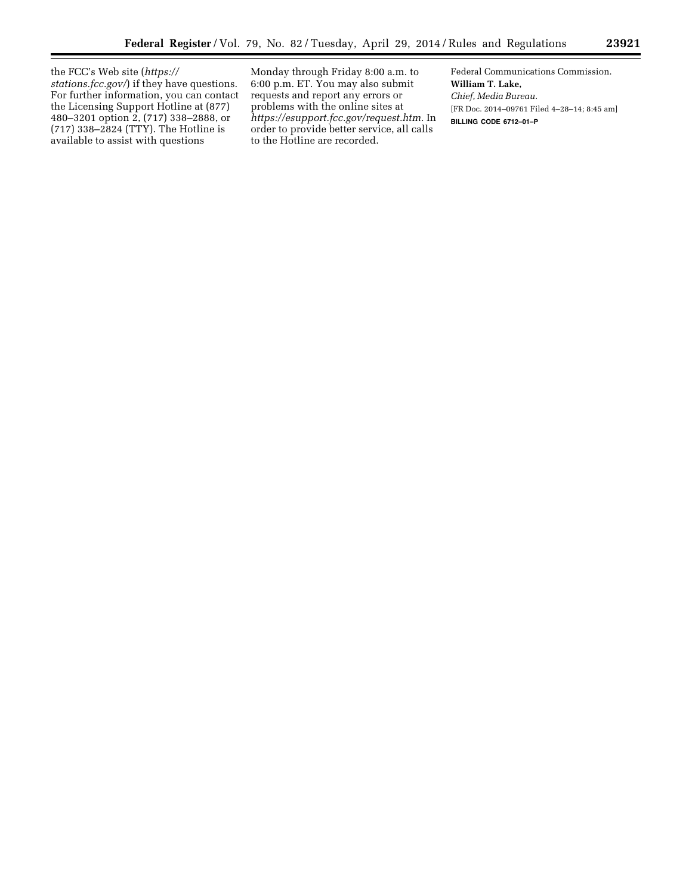the FCC's Web site (*https://stations.fcc.gov/*) if they have questions. For further information, you can contact the Licensing Support Hotline at (877) 480–3201 option 2, (717) 338–2888, or (717) 338–2824 (TTY). The Hotline is available to assist with questions Monday through Friday 8:00 a.m. to 6:00 p.m. ET. You may also submit requests and report any errors or problems with the online sites at *https://esupport.fcc.gov/request.htm*. In order to provide better service, all calls to the Hotline are recorded.

Federal Communications Commission.

**William T. Lake,**

*Chief, Media Bureau.*

[FR Doc. 2014–09761 Filed 4–28–14; 8:45 am]

**BILLING CODE 6712–01–P**